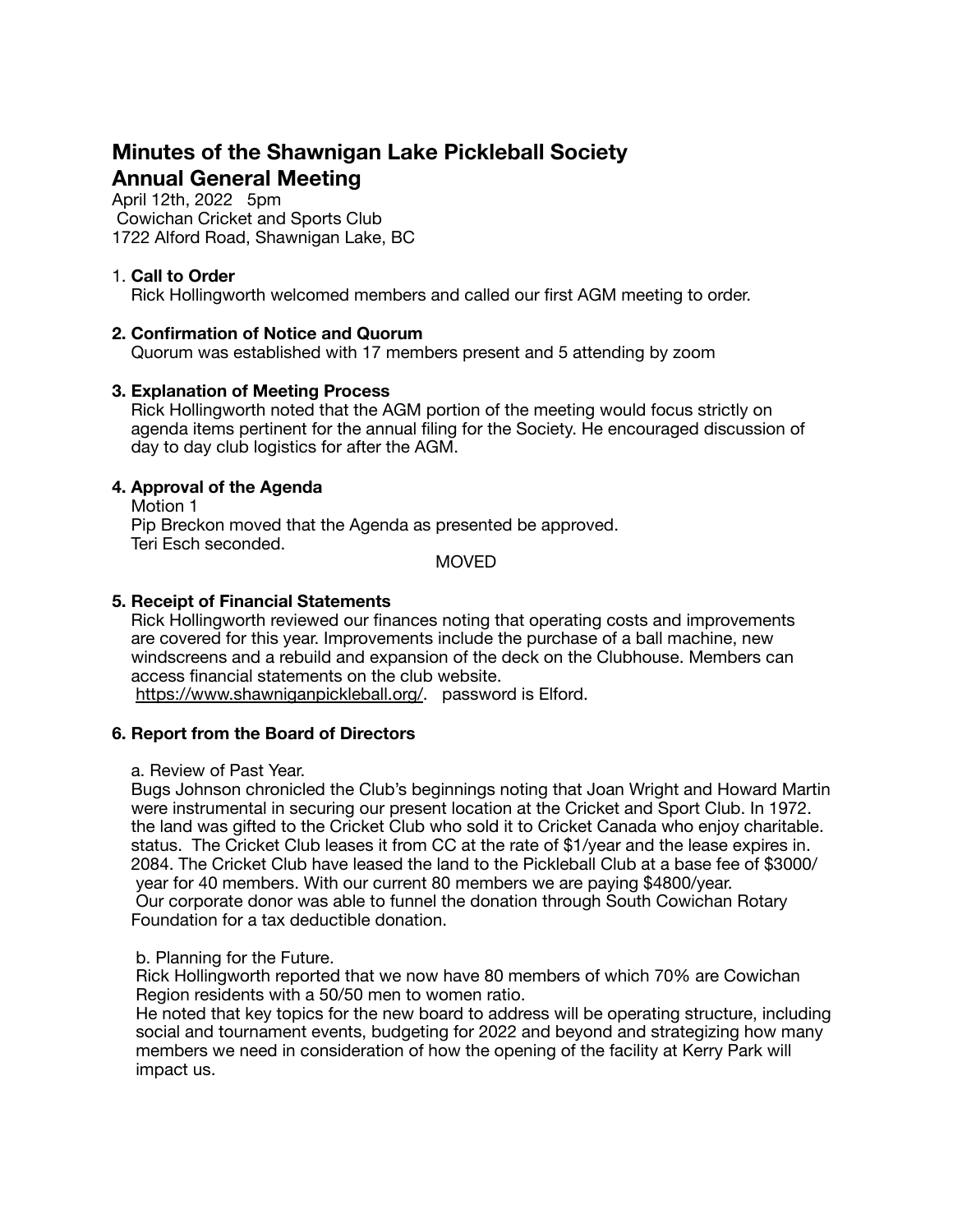# Minutes of the Shawnigan Lake Pickleball Society
# Annual General Meeting

April 12th, 2022 5pm
Cowichan Cricket and Sports Club
1722 Alford Road, Shawnigan Lake, BC

1. **Call to Order**
   Rick Hollingworth welcomed members and called our first AGM meeting to order.

**2. Confirmation of Notice and Quorum**
Quorum was established with 17 members present and 5 attending by zoom

**3. Explanation of Meeting Process**
Rick Hollingworth noted that the AGM portion of the meeting would focus strictly on agenda items pertinent for the annual filing for the Society. He encouraged discussion of day to day club logistics for after the AGM.

**4. Approval of the Agenda**
Motion 1
Pip Breckon moved that the Agenda as presented be approved.
Teri Esch seconded.

MOVED

**5. Receipt of Financial Statements**
Rick Hollingworth reviewed our finances noting that operating costs and improvements are covered for this year. Improvements include the purchase of a ball machine, new windscreens and a rebuild and expansion of the deck on the Clubhouse. Members can access financial statements on the club website.
https://www.shawniganpickleball.org/. password is Elford.

**6. Report from the Board of Directors**

a. Review of Past Year.
Bugs Johnson chronicled the Club's beginnings noting that Joan Wright and Howard Martin were instrumental in securing our present location at the Cricket and Sport Club. In 1972. the land was gifted to the Cricket Club who sold it to Cricket Canada who enjoy charitable. status. The Cricket Club leases it from CC at the rate of $1/year and the lease expires in. 2084. The Cricket Club have leased the land to the Pickleball Club at a base fee of $3000/ year for 40 members. With our current 80 members we are paying $4800/year.
Our corporate donor was able to funnel the donation through South Cowichan Rotary Foundation for a tax deductible donation.

b. Planning for the Future.
Rick Hollingworth reported that we now have 80 members of which 70% are Cowichan Region residents with a 50/50 men to women ratio.
He noted that key topics for the new board to address will be operating structure, including social and tournament events, budgeting for 2022 and beyond and strategizing how many members we need in consideration of how the opening of the facility at Kerry Park will impact us.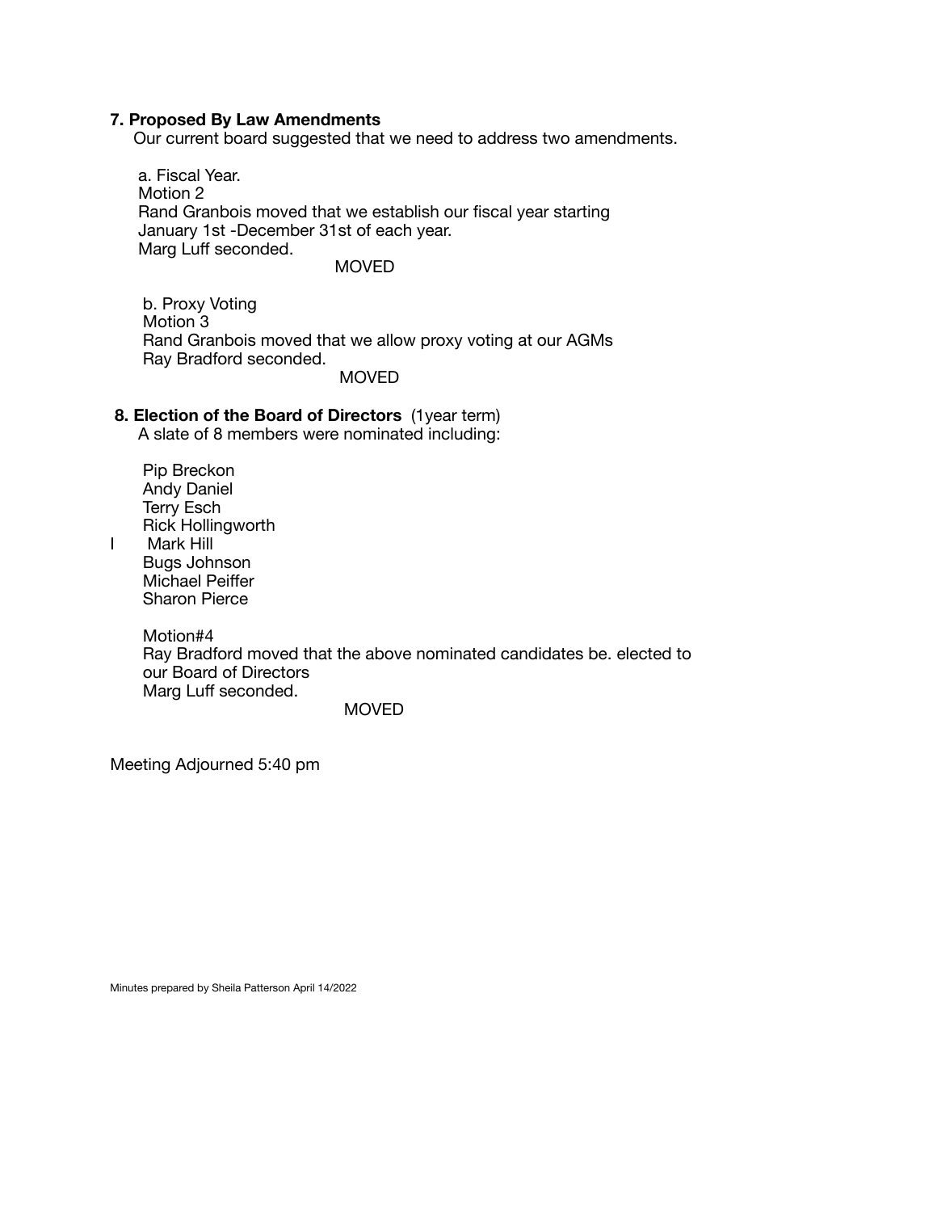**7. Proposed By Law Amendments**

Our current board suggested that we need to address two amendments.

a. Fiscal Year.
Motion 2
Rand Granbois moved that we establish our fiscal year starting January 1st -December 31st of each year.
Marg Luff seconded.

MOVED

b. Proxy Voting
Motion 3
Rand Granbois moved that we allow proxy voting at our AGMs
Ray Bradford seconded.

MOVED

**8. Election of the Board of Directors** (1year term)

A slate of 8 members were nominated including:

Pip Breckon
Andy Daniel
Terry Esch
Rick Hollingworth
I Mark Hill
Bugs Johnson
Michael Peiffer
Sharon Pierce

Motion#4
Ray Bradford moved that the above nominated candidates be. elected to our Board of Directors
Marg Luff seconded.

MOVED

Meeting Adjourned 5:40 pm

Minutes prepared by Sheila Patterson April 14/2022